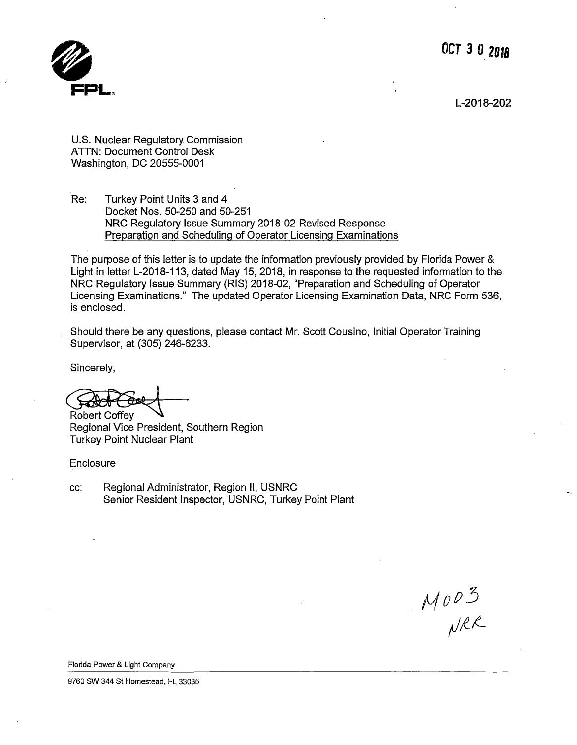OCT 3 0 2018

FPL

L-2018-202

U.S. Nuclear Regulatory Commission
ATTN: Document Control Desk
Washington, DC 20555-0001

Re: Turkey Point Units 3 and 4
Docket Nos. 50-250 and 50-251
NRC Regulatory Issue Summary 2018-02-Revised Response
Preparation and Scheduling of Operator Licensing Examinations

The purpose of this letter is to update the information previously provided by Florida Power & Light in letter L-2018-113, dated May 15, 2018, in response to the requested information to the NRC Regulatory Issue Summary (RIS) 2018-02, "Preparation and Scheduling of Operator Licensing Examinations." The updated Operator Licensing Examination Data, NRC Form 536, is enclosed.

Should there be any questions, please contact Mr. Scott Cousino, Initial Operator Training Supervisor, at (305) 246-6233.

Sincerely,

Robert Coffey
Regional Vice President, Southern Region
Turkey Point Nuclear Plant

Enclosure

cc: Regional Administrator, Region II, USNRC
Senior Resident Inspector, USNRC, Turkey Point Plant

M003
NRR

Florida Power & Light Company

9760 SW 344 St Homestead, FL 33035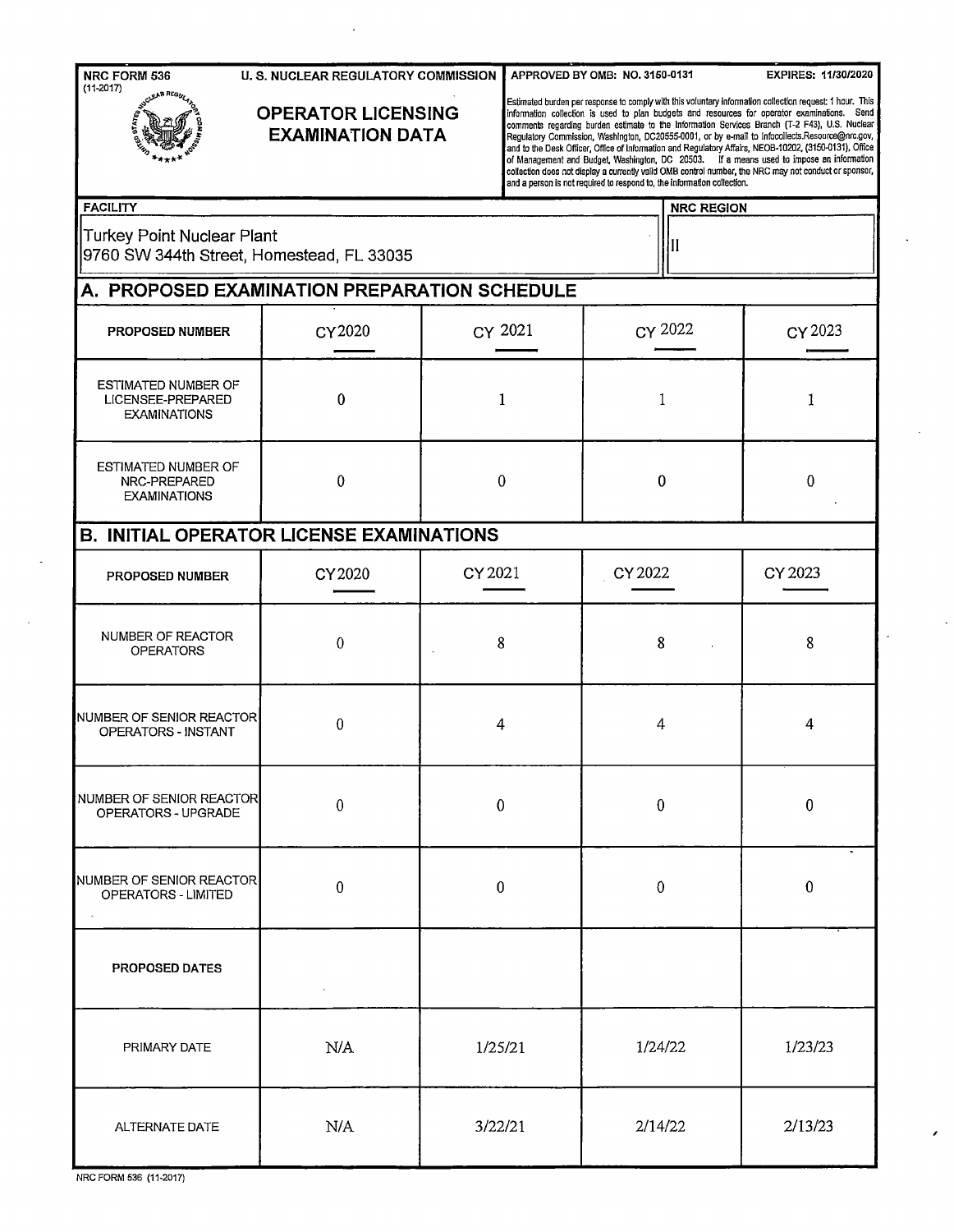NRC FORM 536 (11-2017)

U. S. NUCLEAR REGULATORY COMMISSION

APPROVED BY OMB: NO. 3150-0131 EXPIRES: 11/30/2020

# OPERATOR LICENSING EXAMINATION DATA

Estimated burden per response to comply with this voluntary information collection request: 1 hour. This information collection is used to plan budgets and resources for operator examinations. Send comments regarding burden estimate to the Information Services Branch (T-2 F43), U.S. Nuclear Regulatory Commission, Washington, DC20555-0001, or by e-mail to Infocollects.Resource@nrc.gov, and to the Desk Officer, Office of Information and Regulatory Affairs, NEOB-10202, (3150-0131), Office of Management and Budget, Washington, DC 20503. If a means used to impose an information collection does not display a currently valid OMB control number, the NRC may not conduct or sponsor, and a person is not required to respond to, the information collection.

**FACILITY**

Turkey Point Nuclear Plant
9760 SW 344th Street, Homestead, FL 33035

**NRC REGION**

II

## A. PROPOSED EXAMINATION PREPARATION SCHEDULE

| PROPOSED NUMBER | CY 2020 | CY 2021 | CY 2022 | CY 2023 |
|---|---|---|---|---|
| ESTIMATED NUMBER OF LICENSEE-PREPARED EXAMINATIONS | 0 | 1 | 1 | 1 |
| ESTIMATED NUMBER OF NRC-PREPARED EXAMINATIONS | 0 | 0 | 0 | 0 |

## B. INITIAL OPERATOR LICENSE EXAMINATIONS

| PROPOSED NUMBER | CY 2020 | CY 2021 | CY 2022 | CY 2023 |
|---|---|---|---|---|
| NUMBER OF REACTOR OPERATORS | 0 | 8 | 8 | 8 |
| NUMBER OF SENIOR REACTOR OPERATORS - INSTANT | 0 | 4 | 4 | 4 |
| NUMBER OF SENIOR REACTOR OPERATORS - UPGRADE | 0 | 0 | 0 | 0 |
| NUMBER OF SENIOR REACTOR OPERATORS - LIMITED | 0 | 0 | 0 | 0 |
| PROPOSED DATES | | | | |
| PRIMARY DATE | N/A | 1/25/21 | 1/24/22 | 1/23/23 |
| ALTERNATE DATE | N/A | 3/22/21 | 2/14/22 | 2/13/23 |